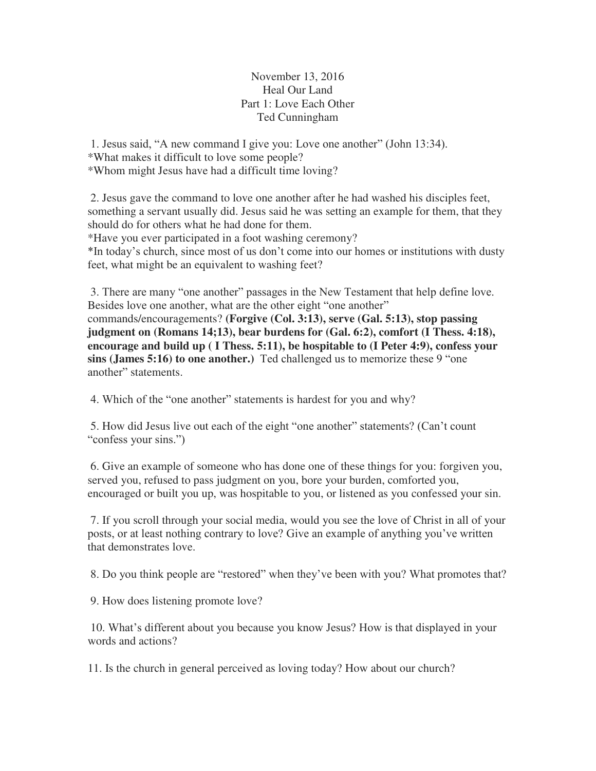November 13, 2016
Heal Our Land
Part 1: Love Each Other
Ted Cunningham

1. Jesus said, “A new command I give you: Love one another” (John 13:34).
*What makes it difficult to love some people?
*Whom might Jesus have had a difficult time loving?

2. Jesus gave the command to love one another after he had washed his disciples feet, something a servant usually did. Jesus said he was setting an example for them, that they should do for others what he had done for them.
*Have you ever participated in a foot washing ceremony?
*In today’s church, since most of us don’t come into our homes or institutions with dusty feet, what might be an equivalent to washing feet?

3. There are many “one another” passages in the New Testament that help define love. Besides love one another, what are the other eight “one another” commands/encouragements? **(Forgive (Col. 3:13), serve (Gal. 5:13), stop passing judgment on (Romans 14;13), bear burdens for (Gal. 6:2), comfort (I Thess. 4:18), encourage and build up ( I Thess. 5:11), be hospitable to (I Peter 4:9), confess your sins (James 5:16) to one another.)** Ted challenged us to memorize these 9 “one another” statements.

4. Which of the “one another” statements is hardest for you and why?

5. How did Jesus live out each of the eight “one another” statements? (Can’t count “confess your sins.”)

6. Give an example of someone who has done one of these things for you: forgiven you, served you, refused to pass judgment on you, bore your burden, comforted you, encouraged or built you up, was hospitable to you, or listened as you confessed your sin.

7. If you scroll through your social media, would you see the love of Christ in all of your posts, or at least nothing contrary to love? Give an example of anything you’ve written that demonstrates love.

8. Do you think people are “restored” when they’ve been with you? What promotes that?

9. How does listening promote love?

10. What’s different about you because you know Jesus? How is that displayed in your words and actions?

11. Is the church in general perceived as loving today? How about our church?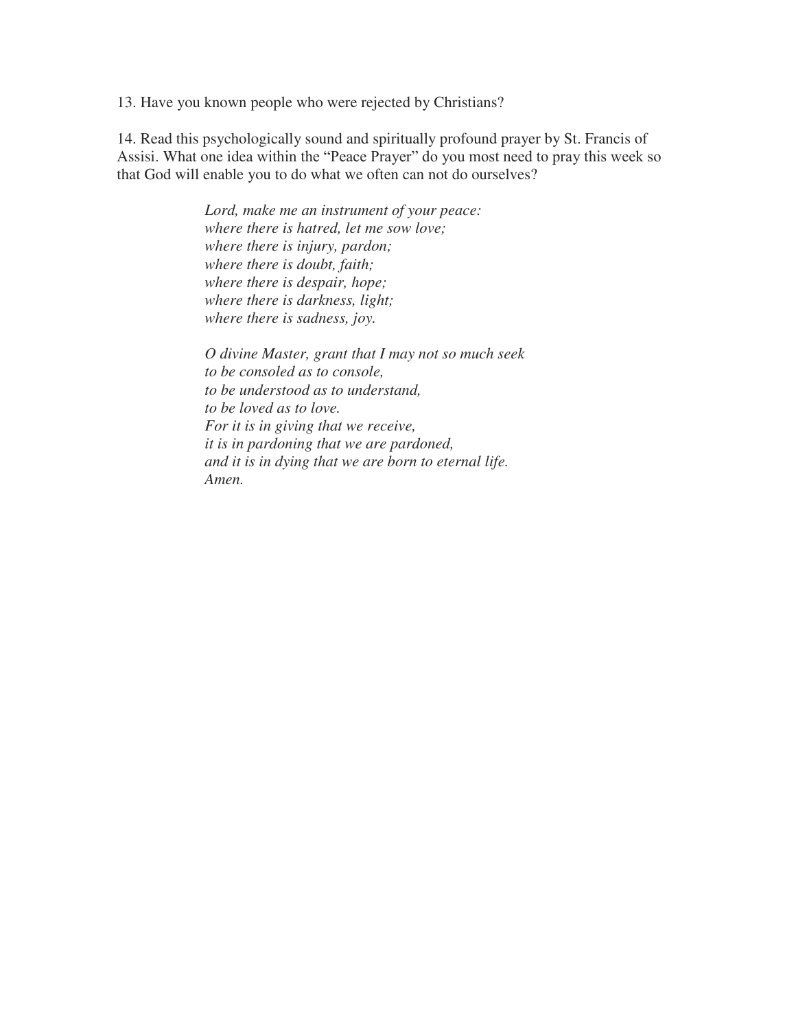13. Have you known people who were rejected by Christians?

14. Read this psychologically sound and spiritually profound prayer by St. Francis of Assisi. What one idea within the “Peace Prayer” do you most need to pray this week so that God will enable you to do what we often can not do ourselves?

> *Lord, make me an instrument of your peace:*
> *where there is hatred, let me sow love;*
> *where there is injury, pardon;*
> *where there is doubt, faith;*
> *where there is despair, hope;*
> *where there is darkness, light;*
> *where there is sadness, joy.*
>
> *O divine Master, grant that I may not so much seek*
> *to be consoled as to console,*
> *to be understood as to understand,*
> *to be loved as to love.*
> *For it is in giving that we receive,*
> *it is in pardoning that we are pardoned,*
> *and it is in dying that we are born to eternal life.*
> *Amen.*